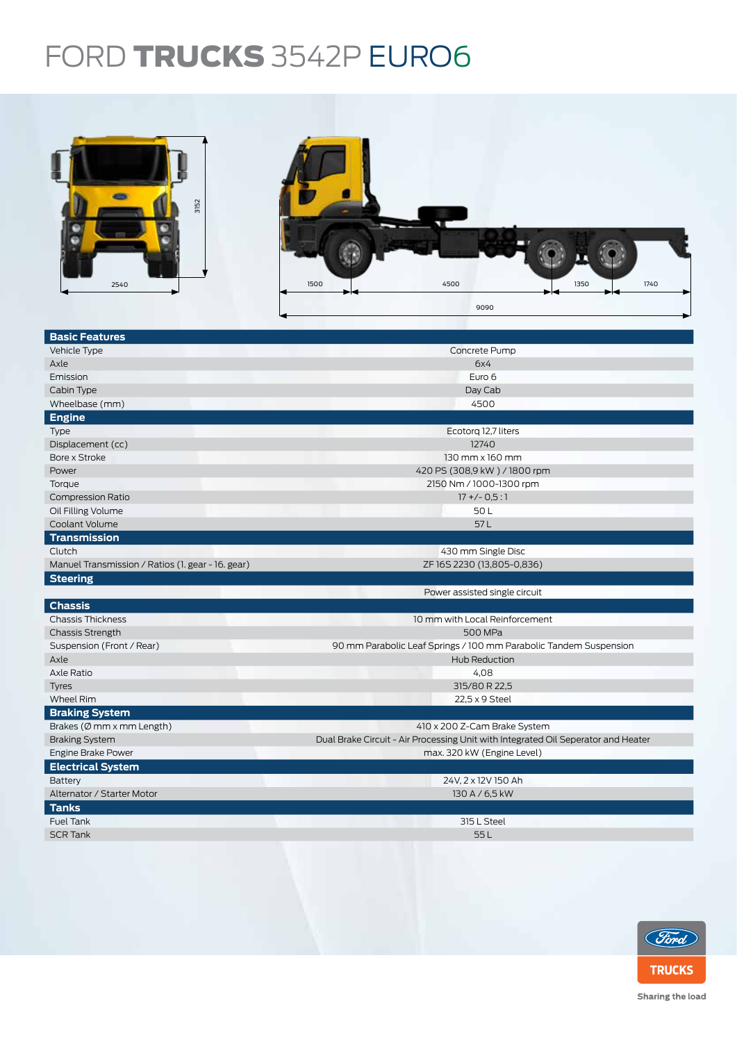# FORD TRUCKS 3542P EURO6

| Basic Features | |
|---|---|
| Vehicle Type | Concrete Pump |
| Axle | 6x4 |
| Emission | Euro 6 |
| Cabin Type | Day Cab |
| Wheelbase (mm) | 4500 |
| **Engine** | |
| Type | Ecotorq 12,7 liters |
| Displacement (cc) | 12740 |
| Bore x Stroke | 130 mm x 160 mm |
| Power | 420 PS (308,9 kW ) / 1800 rpm |
| Torque | 2150 Nm / 1000-1300 rpm |
| Compression Ratio | 17 +/- 0,5 : 1 |
| Oil Filling Volume | 50 L |
| Coolant Volume | 57 L |
| **Transmission** | |
| Clutch | 430 mm Single Disc |
| Manuel Transmission / Ratios (1. gear - 16. gear) | ZF 16S 2230 (13,805-0,836) |
| **Steering** | |
| | Power assisted single circuit |
| **Chassis** | |
| Chassis Thickness | 10 mm with Local Reinforcement |
| Chassis Strength | 500 MPa |
| Suspension (Front / Rear) | 90 mm Parabolic Leaf Springs / 100 mm Parabolic Tandem Suspension |
| Axle | Hub Reduction |
| Axle Ratio | 4,08 |
| Tyres | 315/80 R 22,5 |
| Wheel Rim | 22,5 x 9 Steel |
| **Braking System** | |
| Brakes (Ø mm x mm Length) | 410 x 200 Z-Cam Brake System |
| Braking System | Dual Brake Circuit - Air Processing Unit with Integrated Oil Seperator and Heater |
| Engine Brake Power | max. 320 kW (Engine Level) |
| **Electrical System** | |
| Battery | 24V, 2 x 12V 150 Ah |
| Alternator / Starter Motor | 130 A / 6,5 kW |
| **Tanks** | |
| Fuel Tank | 315 L Steel |
| SCR Tank | 55 L |

Sharing the load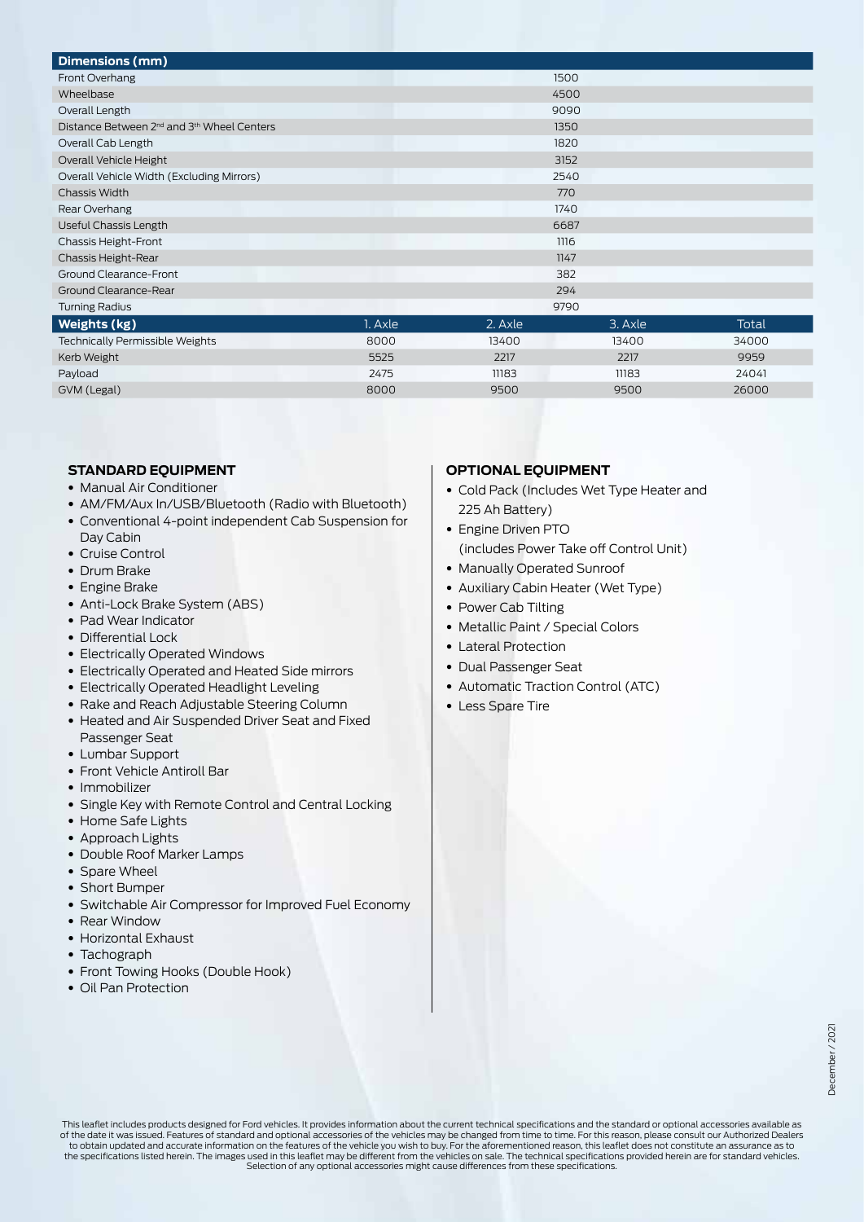| Dimensions (mm) | | | | |
|---|---|---|---|---|
| Front Overhang | 1500 | | | |
| Wheelbase | 4500 | | | |
| Overall Length | 9090 | | | |
| Distance Between 2nd and 3th Wheel Centers | 1350 | | | |
| Overall Cab Length | 1820 | | | |
| Overall Vehicle Height | 3152 | | | |
| Overall Vehicle Width (Excluding Mirrors) | 2540 | | | |
| Chassis Width | 770 | | | |
| Rear Overhang | 1740 | | | |
| Useful Chassis Length | 6687 | | | |
| Chassis Height-Front | 1116 | | | |
| Chassis Height-Rear | 1147 | | | |
| Ground Clearance-Front | 382 | | | |
| Ground Clearance-Rear | 294 | | | |
| Turning Radius | 9790 | | | |
| **Weights (kg)** | **1. Axle** | **2. Axle** | **3. Axle** | **Total** |
| Technically Permissible Weights | 8000 | 13400 | 13400 | 34000 |
| Kerb Weight | 5525 | 2217 | 2217 | 9959 |
| Payload | 2475 | 11183 | 11183 | 24041 |
| GVM (Legal) | 8000 | 9500 | 9500 | 26000 |

## STANDARD EQUIPMENT

- Manual Air Conditioner
- AM/FM/Aux In/USB/Bluetooth (Radio with Bluetooth)
- Conventional 4-point independent Cab Suspension for Day Cabin
- Cruise Control
- Drum Brake
- Engine Brake
- Anti-Lock Brake System (ABS)
- Pad Wear Indicator
- Differential Lock
- Electrically Operated Windows
- Electrically Operated and Heated Side mirrors
- Electrically Operated Headlight Leveling
- Rake and Reach Adjustable Steering Column
- Heated and Air Suspended Driver Seat and Fixed Passenger Seat
- Lumbar Support
- Front Vehicle Antiroll Bar
- Immobilizer
- Single Key with Remote Control and Central Locking
- Home Safe Lights
- Approach Lights
- Double Roof Marker Lamps
- Spare Wheel
- Short Bumper
- Switchable Air Compressor for Improved Fuel Economy
- Rear Window
- Horizontal Exhaust
- Tachograph
- Front Towing Hooks (Double Hook)
- Oil Pan Protection

## OPTIONAL EQUIPMENT

- Cold Pack (Includes Wet Type Heater and 225 Ah Battery)
- Engine Driven PTO (includes Power Take off Control Unit)
- Manually Operated Sunroof
- Auxiliary Cabin Heater (Wet Type)
- Power Cab Tilting
- Metallic Paint / Special Colors
- Lateral Protection
- Dual Passenger Seat
- Automatic Traction Control (ATC)
- Less Spare Tire

December / 2021

This leaflet includes products designed for Ford vehicles. It provides information about the current technical specifications and the standard or optional accessories available as of the date it was issued. Features of standard and optional accessories of the vehicles may be changed from time to time. For this reason, please consult our Authorized Dealers to obtain updated and accurate information on the features of the vehicle you wish to buy. For the aforementioned reason, this leaflet does not constitute an assurance as to the specifications listed herein. The images used in this leaflet may be different from the vehicles on sale. The technical specifications provided herein are for standard vehicles. Selection of any optional accessories might cause differences from these specifications.